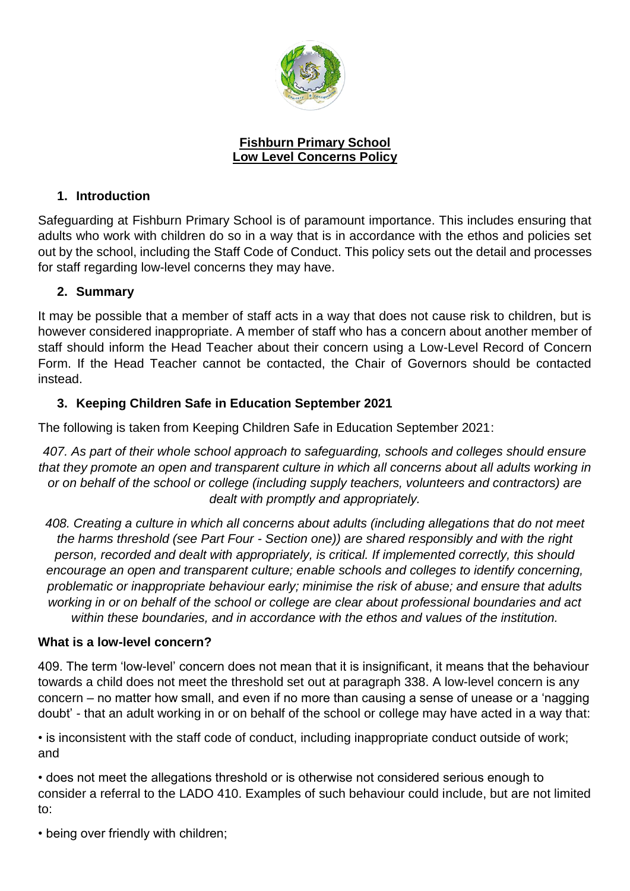**Fishburn Primary School**
**Low Level Concerns Policy**

## 1. Introduction

Safeguarding at Fishburn Primary School is of paramount importance. This includes ensuring that adults who work with children do so in a way that is in accordance with the ethos and policies set out by the school, including the Staff Code of Conduct. This policy sets out the detail and processes for staff regarding low-level concerns they may have.

## 2. Summary

It may be possible that a member of staff acts in a way that does not cause risk to children, but is however considered inappropriate. A member of staff who has a concern about another member of staff should inform the Head Teacher about their concern using a Low-Level Record of Concern Form. If the Head Teacher cannot be contacted, the Chair of Governors should be contacted instead.

## 3. Keeping Children Safe in Education September 2021

The following is taken from Keeping Children Safe in Education September 2021:

*407. As part of their whole school approach to safeguarding, schools and colleges should ensure that they promote an open and transparent culture in which all concerns about all adults working in or on behalf of the school or college (including supply teachers, volunteers and contractors) are dealt with promptly and appropriately.*

*408. Creating a culture in which all concerns about adults (including allegations that do not meet the harms threshold (see Part Four - Section one)) are shared responsibly and with the right person, recorded and dealt with appropriately, is critical. If implemented correctly, this should encourage an open and transparent culture; enable schools and colleges to identify concerning, problematic or inappropriate behaviour early; minimise the risk of abuse; and ensure that adults working in or on behalf of the school or college are clear about professional boundaries and act within these boundaries, and in accordance with the ethos and values of the institution.*

### What is a low-level concern?

409. The term 'low-level' concern does not mean that it is insignificant, it means that the behaviour towards a child does not meet the threshold set out at paragraph 338. A low-level concern is any concern – no matter how small, and even if no more than causing a sense of unease or a 'nagging doubt' - that an adult working in or on behalf of the school or college may have acted in a way that:

• is inconsistent with the staff code of conduct, including inappropriate conduct outside of work; and

• does not meet the allegations threshold or is otherwise not considered serious enough to consider a referral to the LADO 410. Examples of such behaviour could include, but are not limited to:

• being over friendly with children;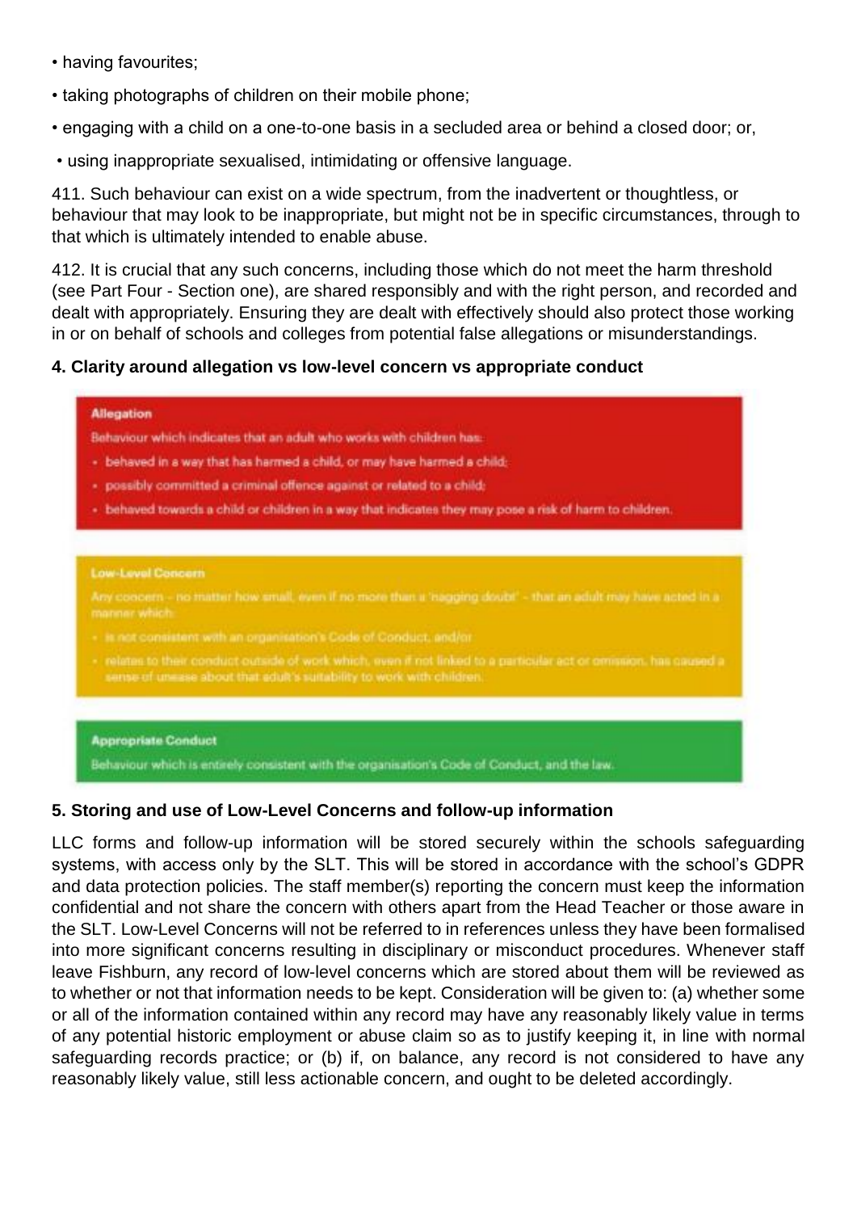- having favourites;
- taking photographs of children on their mobile phone;
- engaging with a child on a one-to-one basis in a secluded area or behind a closed door; or,
- using inappropriate sexualised, intimidating or offensive language.

411. Such behaviour can exist on a wide spectrum, from the inadvertent or thoughtless, or behaviour that may look to be inappropriate, but might not be in specific circumstances, through to that which is ultimately intended to enable abuse.

412. It is crucial that any such concerns, including those which do not meet the harm threshold (see Part Four - Section one), are shared responsibly and with the right person, and recorded and dealt with appropriately. Ensuring they are dealt with effectively should also protect those working in or on behalf of schools and colleges from potential false allegations or misunderstandings.

**4. Clarity around allegation vs low-level concern vs appropriate conduct**

**Allegation**

Behaviour which indicates that an adult who works with children has:

- behaved in a way that has harmed a child, or may have harmed a child;
- possibly committed a criminal offence against or related to a child;
- behaved towards a child or children in a way that indicates they may pose a risk of harm to children.

**Low-Level Concern**

Any concern – no matter how small, even if no more than a 'nagging doubt' – that an adult may have acted in a manner which:

- is not consistent with an organisation's Code of Conduct, and/or
- relates to their conduct outside of work which, even if not linked to a particular act or omission, has caused a sense of unease about that adult's suitability to work with children.

**Appropriate Conduct**

Behaviour which is entirely consistent with the organisation's Code of Conduct, and the law.

**5. Storing and use of Low-Level Concerns and follow-up information**

LLC forms and follow-up information will be stored securely within the schools safeguarding systems, with access only by the SLT. This will be stored in accordance with the school's GDPR and data protection policies. The staff member(s) reporting the concern must keep the information confidential and not share the concern with others apart from the Head Teacher or those aware in the SLT. Low-Level Concerns will not be referred to in references unless they have been formalised into more significant concerns resulting in disciplinary or misconduct procedures. Whenever staff leave Fishburn, any record of low-level concerns which are stored about them will be reviewed as to whether or not that information needs to be kept. Consideration will be given to: (a) whether some or all of the information contained within any record may have any reasonably likely value in terms of any potential historic employment or abuse claim so as to justify keeping it, in line with normal safeguarding records practice; or (b) if, on balance, any record is not considered to have any reasonably likely value, still less actionable concern, and ought to be deleted accordingly.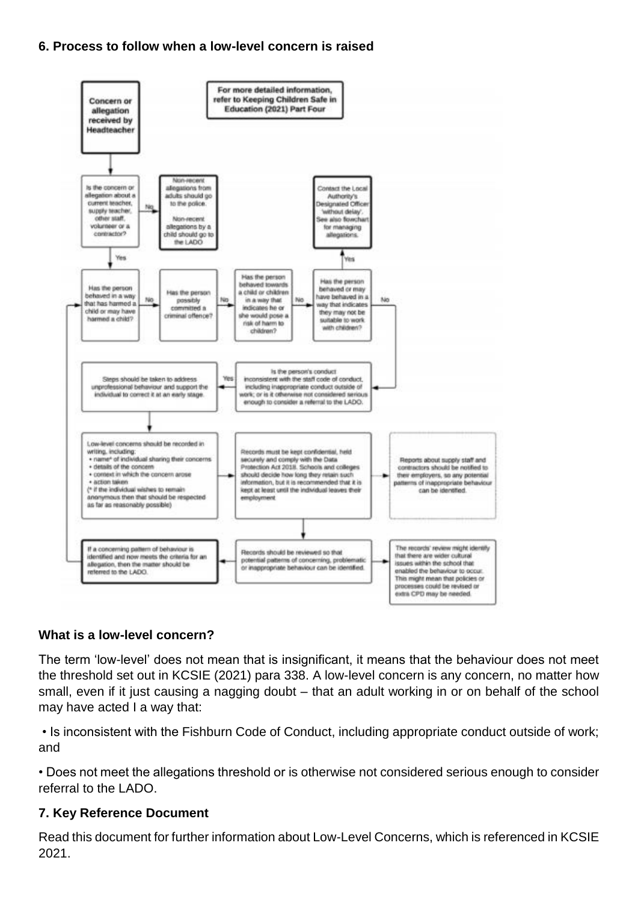### 6. Process to follow when a low-level concern is raised

**Concern or allegation received by Headteacher**

**For more detailed information, refer to Keeping Children Safe in Education (2021) Part Four**

Is the concern or allegation about a current teacher, supply teacher, other staff, volunteer or a contractor?

- No → Non-recent allegations from adults should go to the police. Non-recent allegations by a child should go to the LADO
- Yes → Has the person behaved in a way that has harmed a child or may have harmed a child?

Has the person behaved in a way that has harmed a child or may have harmed a child? No → Has the person possibly committed a criminal offence? No → Has the person behaved towards a child or children in a way that indicates he or she would pose a risk of harm to children? No → Has the person behaved or may have behaved in a way that indicates they may not be suitable to work with children?

- Yes → Contact the Local Authority's Designated Officer 'without delay'. See also flowchart for managing allegations.
- No → Is the person's conduct inconsistent with the staff code of conduct, including inappropriate conduct outside of work; or is it otherwise not considered serious enough to consider a referral to the LADO.

Yes → Steps should be taken to address unprofessional behaviour and support the individual to correct it at an early stage.

Low-level concerns should be recorded in writing, including:

- name* of individual sharing their concerns
- details of the concern
- context in which the concern arose
- action taken

(* if the individual wishes to remain anonymous then that should be respected as far as reasonably possible)

Records must be kept confidential, held securely and comply with the Data Protection Act 2018. Schools and colleges should decide how long they retain such information, but it is recommended that it is kept at least until the individual leaves their employment

Reports about supply staff and contractors should be notified to their employers, so any potential patterns of inappropriate behaviour can be identified.

Records should be reviewed so that potential patterns of concerning, problematic or inappropriate behaviour can be identified.

The records' review might identify that there are wider cultural issues within the school that enabled the behaviour to occur. This might mean that policies or processes could be revised or extra CPD may be needed.

If a concerning pattern of behaviour is identified and now meets the criteria for an allegation, then the matter should be referred to the LADO.

### What is a low-level concern?

The term 'low-level' does not mean that is insignificant, it means that the behaviour does not meet the threshold set out in KCSIE (2021) para 338. A low-level concern is any concern, no matter how small, even if it just causing a nagging doubt – that an adult working in or on behalf of the school may have acted I a way that:

- Is inconsistent with the Fishburn Code of Conduct, including appropriate conduct outside of work; and
- Does not meet the allegations threshold or is otherwise not considered serious enough to consider referral to the LADO.

### 7. Key Reference Document

Read this document for further information about Low-Level Concerns, which is referenced in KCSIE 2021.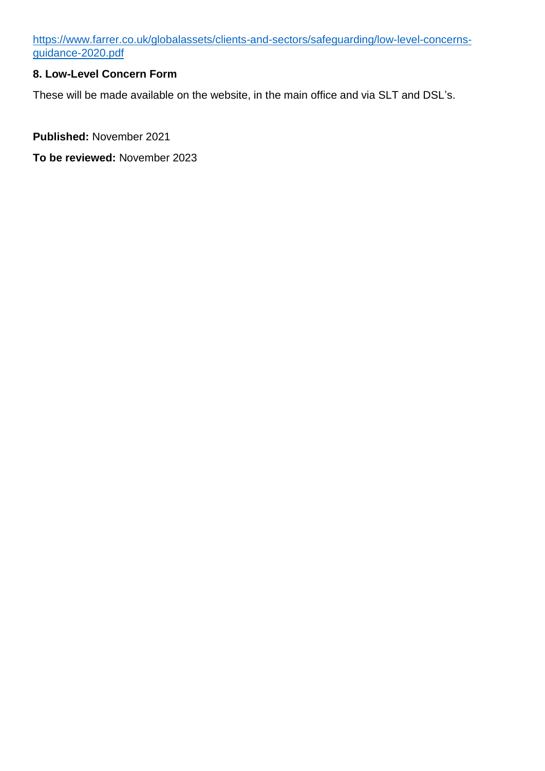[https://www.farrer.co.uk/globalassets/clients-and-sectors/safeguarding/low-level-concerns-guidance-2020.pdf](https://www.farrer.co.uk/globalassets/clients-and-sectors/safeguarding/low-level-concerns-guidance-2020.pdf)

## 8. Low-Level Concern Form

These will be made available on the website, in the main office and via SLT and DSL's.

**Published:** November 2021

**To be reviewed:** November 2023